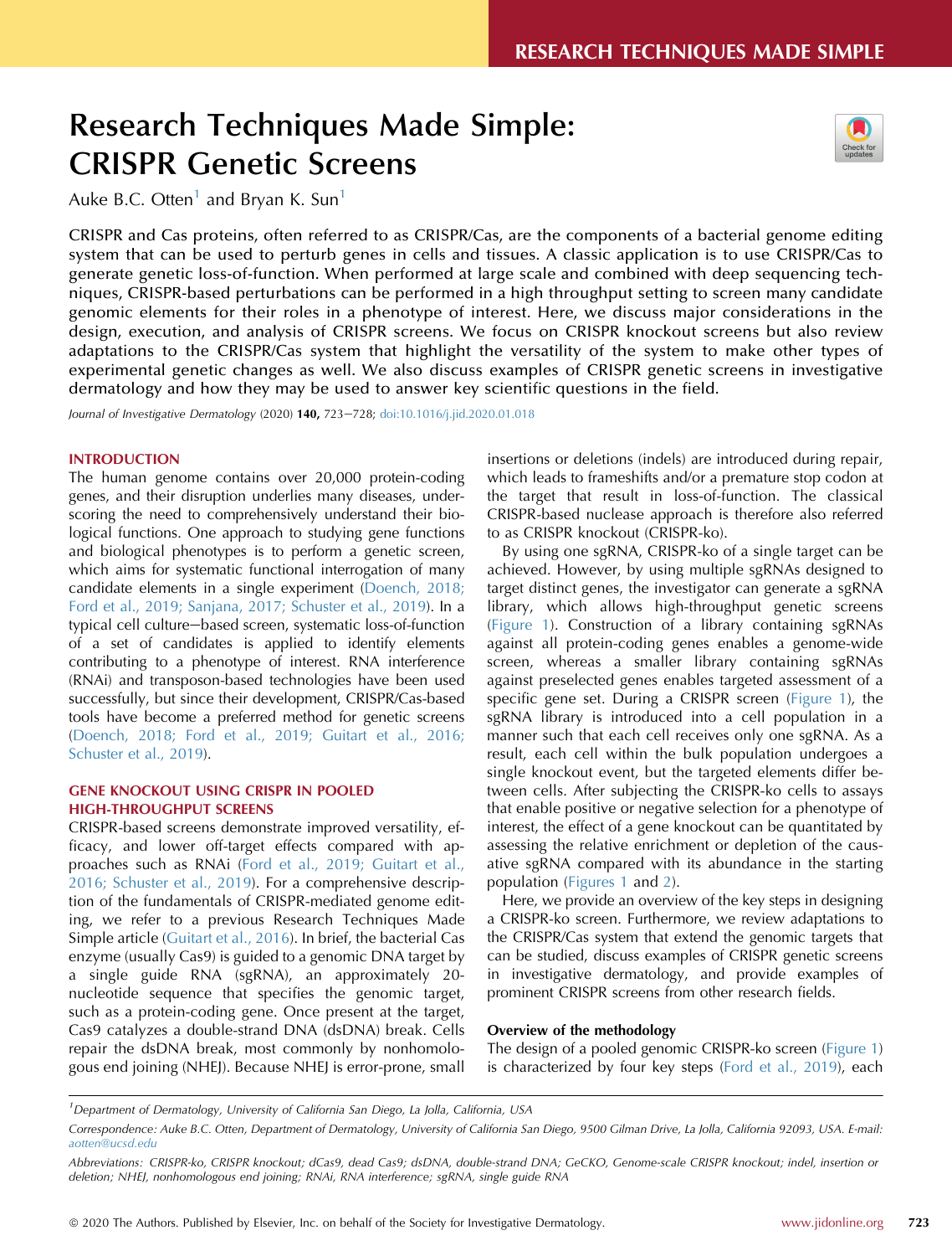# Research Techniques Made Simple: CRISPR Genetic Screens

Auke B.C. Otten[1] and Bryan K. Sun[1]

CRISPR and Cas proteins, often referred to as CRISPR/Cas, are the components of a bacterial genome editing system that can be used to perturb genes in cells and tissues. A classic application is to use CRISPR/Cas to generate genetic loss-of-function. When performed at large scale and combined with deep sequencing techniques, CRISPR-based perturbations can be performed in a high throughput setting to screen many candidate genomic elements for their roles in a phenotype of interest. Here, we discuss major considerations in the design, execution, and analysis of CRISPR screens. We focus on CRISPR knockout screens but also review adaptations to the CRISPR/Cas system that highlight the versatility of the system to make other types of experimental genetic changes as well. We also discuss examples of CRISPR genetic screens in investigative dermatology and how they may be used to answer key scientific questions in the field.

*Journal of Investigative Dermatology* (2020) **140**, 723–728; doi:10.1016/j.jid.2020.01.018

## INTRODUCTION

The human genome contains over 20,000 protein-coding genes, and their disruption underlies many diseases, underscoring the need to comprehensively understand their biological functions. One approach to studying gene functions and biological phenotypes is to perform a genetic screen, which aims for systematic functional interrogation of many candidate elements in a single experiment (Doench, 2018; Ford et al., 2019; Sanjana, 2017; Schuster et al., 2019). In a typical cell culture–based screen, systematic loss-of-function of a set of candidates is applied to identify elements contributing to a phenotype of interest. RNA interference (RNAi) and transposon-based technologies have been used successfully, but since their development, CRISPR/Cas-based tools have become a preferred method for genetic screens (Doench, 2018; Ford et al., 2019; Guitart et al., 2016; Schuster et al., 2019).

## GENE KNOCKOUT USING CRISPR IN POOLED HIGH-THROUGHPUT SCREENS

CRISPR-based screens demonstrate improved versatility, efficacy, and lower off-target effects compared with approaches such as RNAi (Ford et al., 2019; Guitart et al., 2016; Schuster et al., 2019). For a comprehensive description of the fundamentals of CRISPR-mediated genome editing, we refer to a previous Research Techniques Made Simple article (Guitart et al., 2016). In brief, the bacterial Cas enzyme (usually Cas9) is guided to a genomic DNA target by a single guide RNA (sgRNA), an approximately 20-nucleotide sequence that specifies the genomic target, such as a protein-coding gene. Once present at the target, Cas9 catalyzes a double-strand DNA (dsDNA) break. Cells repair the dsDNA break, most commonly by nonhomologous end joining (NHEJ). Because NHEJ is error-prone, small insertions or deletions (indels) are introduced during repair, which leads to frameshifts and/or a premature stop codon at the target that result in loss-of-function. The classical CRISPR-based nuclease approach is therefore also referred to as CRISPR knockout (CRISPR-ko).

By using one sgRNA, CRISPR-ko of a single target can be achieved. However, by using multiple sgRNAs designed to target distinct genes, the investigator can generate a sgRNA library, which allows high-throughput genetic screens (Figure 1). Construction of a library containing sgRNAs against all protein-coding genes enables a genome-wide screen, whereas a smaller library containing sgRNAs against preselected genes enables targeted assessment of a specific gene set. During a CRISPR screen (Figure 1), the sgRNA library is introduced into a cell population in a manner such that each cell receives only one sgRNA. As a result, each cell within the bulk population undergoes a single knockout event, but the targeted elements differ between cells. After subjecting the CRISPR-ko cells to assays that enable positive or negative selection for a phenotype of interest, the effect of a gene knockout can be quantitated by assessing the relative enrichment or depletion of the causative sgRNA compared with its abundance in the starting population (Figures 1 and 2).

Here, we provide an overview of the key steps in designing a CRISPR-ko screen. Furthermore, we review adaptations to the CRISPR/Cas system that extend the genomic targets that can be studied, discuss examples of CRISPR genetic screens in investigative dermatology, and provide examples of prominent CRISPR screens from other research fields.

### Overview of the methodology

The design of a pooled genomic CRISPR-ko screen (Figure 1) is characterized by four key steps (Ford et al., 2019), each

---

[1]Department of Dermatology, University of California San Diego, La Jolla, California, USA

Correspondence: Auke B.C. Otten, Department of Dermatology, University of California San Diego, 9500 Gilman Drive, La Jolla, California 92093, USA. E-mail: aotten@ucsd.edu

Abbreviations: CRISPR-ko, CRISPR knockout; dCas9, dead Cas9; dsDNA, double-strand DNA; GeCKO, Genome-scale CRISPR knockout; indel, insertion or deletion; NHEJ, nonhomologous end joining; RNAi, RNA interference; sgRNA, single guide RNA

© 2020 The Authors. Published by Elsevier, Inc. on behalf of the Society for Investigative Dermatology.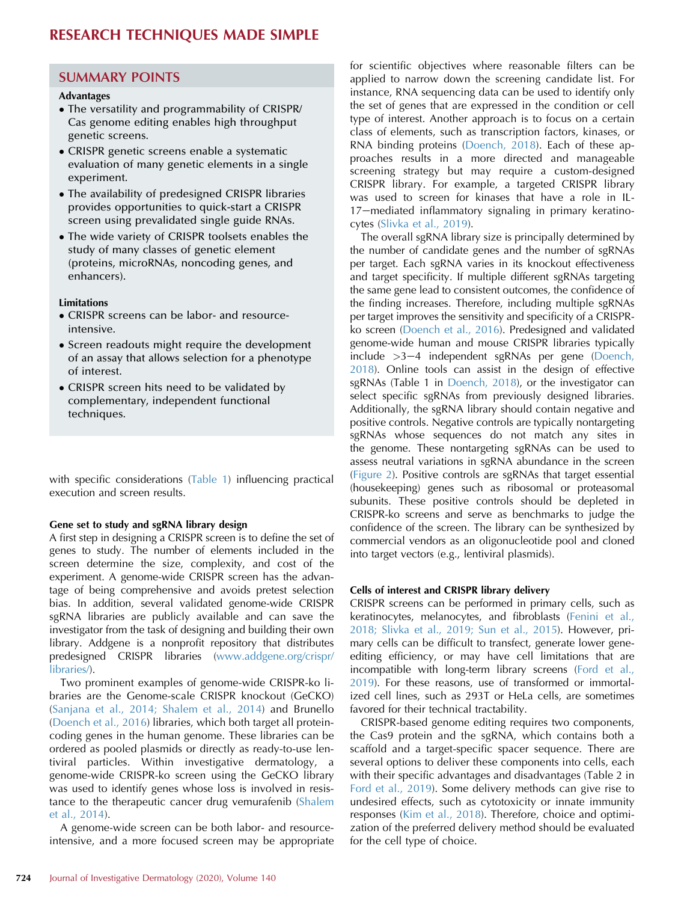## SUMMARY POINTS

**Advantages**

- The versatility and programmability of CRISPR/Cas genome editing enables high throughput genetic screens.
- CRISPR genetic screens enable a systematic evaluation of many genetic elements in a single experiment.
- The availability of predesigned CRISPR libraries provides opportunities to quick-start a CRISPR screen using prevalidated single guide RNAs.
- The wide variety of CRISPR toolsets enables the study of many classes of genetic element (proteins, microRNAs, noncoding genes, and enhancers).

**Limitations**

- CRISPR screens can be labor- and resource-intensive.
- Screen readouts might require the development of an assay that allows selection for a phenotype of interest.
- CRISPR screen hits need to be validated by complementary, independent functional techniques.

with specific considerations (Table 1) influencing practical execution and screen results.

### Gene set to study and sgRNA library design

A first step in designing a CRISPR screen is to define the set of genes to study. The number of elements included in the screen determine the size, complexity, and cost of the experiment. A genome-wide CRISPR screen has the advantage of being comprehensive and avoids pretest selection bias. In addition, several validated genome-wide CRISPR sgRNA libraries are publicly available and can save the investigator from the task of designing and building their own library. Addgene is a nonprofit repository that distributes predesigned CRISPR libraries (www.addgene.org/crispr/libraries/).

Two prominent examples of genome-wide CRISPR-ko libraries are the Genome-scale CRISPR knockout (GeCKO) (Sanjana et al., 2014; Shalem et al., 2014) and Brunello (Doench et al., 2016) libraries, which both target all protein-coding genes in the human genome. These libraries can be ordered as pooled plasmids or directly as ready-to-use lentiviral particles. Within investigative dermatology, a genome-wide CRISPR-ko screen using the GeCKO library was used to identify genes whose loss is involved in resistance to the therapeutic cancer drug vemurafenib (Shalem et al., 2014).

A genome-wide screen can be both labor- and resource-intensive, and a more focused screen may be appropriate for scientific objectives where reasonable filters can be applied to narrow down the screening candidate list. For instance, RNA sequencing data can be used to identify only the set of genes that are expressed in the condition or cell type of interest. Another approach is to focus on a certain class of elements, such as transcription factors, kinases, or RNA binding proteins (Doench, 2018). Each of these approaches results in a more directed and manageable screening strategy but may require a custom-designed CRISPR library. For example, a targeted CRISPR library was used to screen for kinases that have a role in IL-17−mediated inflammatory signaling in primary keratinocytes (Slivka et al., 2019).

The overall sgRNA library size is principally determined by the number of candidate genes and the number of sgRNAs per target. Each sgRNA varies in its knockout effectiveness and target specificity. If multiple different sgRNAs targeting the same gene lead to consistent outcomes, the confidence of the finding increases. Therefore, including multiple sgRNAs per target improves the sensitivity and specificity of a CRISPR-ko screen (Doench et al., 2016). Predesigned and validated genome-wide human and mouse CRISPR libraries typically include >3−4 independent sgRNAs per gene (Doench, 2018). Online tools can assist in the design of effective sgRNAs (Table 1 in Doench, 2018), or the investigator can select specific sgRNAs from previously designed libraries. Additionally, the sgRNA library should contain negative and positive controls. Negative controls are typically nontargeting sgRNAs whose sequences do not match any sites in the genome. These nontargeting sgRNAs can be used to assess neutral variations in sgRNA abundance in the screen (Figure 2). Positive controls are sgRNAs that target essential (housekeeping) genes such as ribosomal or proteasomal subunits. These positive controls should be depleted in CRISPR-ko screens and serve as benchmarks to judge the confidence of the screen. The library can be synthesized by commercial vendors as an oligonucleotide pool and cloned into target vectors (e.g., lentiviral plasmids).

### Cells of interest and CRISPR library delivery

CRISPR screens can be performed in primary cells, such as keratinocytes, melanocytes, and fibroblasts (Fenini et al., 2018; Slivka et al., 2019; Sun et al., 2015). However, primary cells can be difficult to transfect, generate lower gene-editing efficiency, or may have cell limitations that are incompatible with long-term library screens (Ford et al., 2019). For these reasons, use of transformed or immortalized cell lines, such as 293T or HeLa cells, are sometimes favored for their technical tractability.

CRISPR-based genome editing requires two components, the Cas9 protein and the sgRNA, which contains both a scaffold and a target-specific spacer sequence. There are several options to deliver these components into cells, each with their specific advantages and disadvantages (Table 2 in Ford et al., 2019). Some delivery methods can give rise to undesired effects, such as cytotoxicity or innate immunity responses (Kim et al., 2018). Therefore, choice and optimization of the preferred delivery method should be evaluated for the cell type of choice.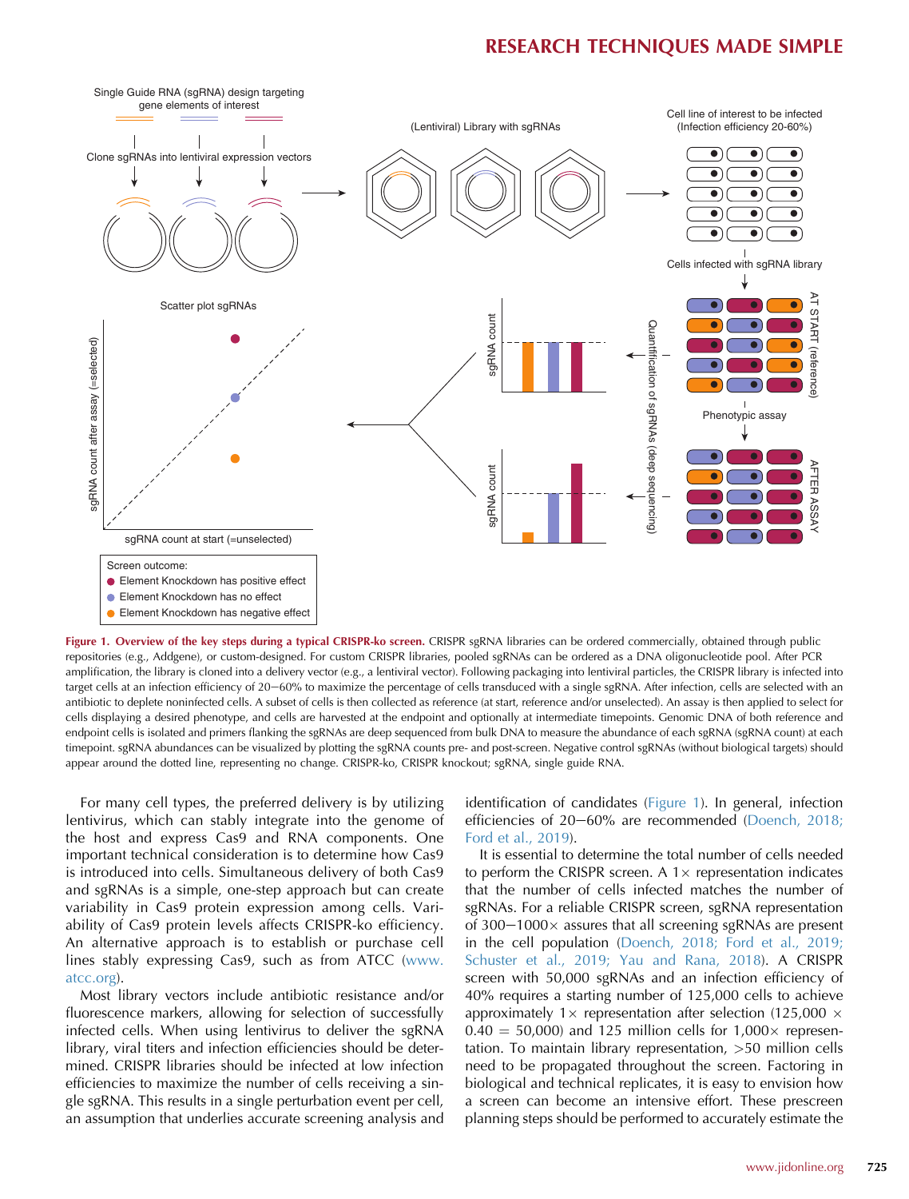Figure 1. Overview of the key steps during a typical CRISPR-ko screen. CRISPR sgRNA libraries can be ordered commercially, obtained through public repositories (e.g., Addgene), or custom-designed. For custom CRISPR libraries, pooled sgRNAs can be ordered as a DNA oligonucleotide pool. After PCR amplification, the library is cloned into a delivery vector (e.g., a lentiviral vector). Following packaging into lentiviral particles, the CRISPR library is infected into target cells at an infection efficiency of 20−60% to maximize the percentage of cells transduced with a single sgRNA. After infection, cells are selected with an antibiotic to deplete noninfected cells. A subset of cells is then collected as reference (at start, reference and/or unselected). An assay is then applied to select for cells displaying a desired phenotype, and cells are harvested at the endpoint and optionally at intermediate timepoints. Genomic DNA of both reference and endpoint cells is isolated and primers flanking the sgRNAs are deep sequenced from bulk DNA to measure the abundance of each sgRNA (sgRNA count) at each timepoint. sgRNA abundances can be visualized by plotting the sgRNA counts pre- and post-screen. Negative control sgRNAs (without biological targets) should appear around the dotted line, representing no change. CRISPR-ko, CRISPR knockout; sgRNA, single guide RNA.

For many cell types, the preferred delivery is by utilizing lentivirus, which can stably integrate into the genome of the host and express Cas9 and RNA components. One important technical consideration is to determine how Cas9 is introduced into cells. Simultaneous delivery of both Cas9 and sgRNAs is a simple, one-step approach but can create variability in Cas9 protein expression among cells. Variability of Cas9 protein levels affects CRISPR-ko efficiency. An alternative approach is to establish or purchase cell lines stably expressing Cas9, such as from ATCC (www.atcc.org).

Most library vectors include antibiotic resistance and/or fluorescence markers, allowing for selection of successfully infected cells. When using lentivirus to deliver the sgRNA library, viral titers and infection efficiencies should be determined. CRISPR libraries should be infected at low infection efficiencies to maximize the number of cells receiving a single sgRNA. This results in a single perturbation event per cell, an assumption that underlies accurate screening analysis and identification of candidates (Figure 1). In general, infection efficiencies of 20−60% are recommended (Doench, 2018; Ford et al., 2019).

It is essential to determine the total number of cells needed to perform the CRISPR screen. A 1× representation indicates that the number of cells infected matches the number of sgRNAs. For a reliable CRISPR screen, sgRNA representation of 300−1000× assures that all screening sgRNAs are present in the cell population (Doench, 2018; Ford et al., 2019; Schuster et al., 2019; Yau and Rana, 2018). A CRISPR screen with 50,000 sgRNAs and an infection efficiency of 40% requires a starting number of 125,000 cells to achieve approximately 1× representation after selection (125,000 × 0.40 = 50,000) and 125 million cells for 1,000× representation. To maintain library representation, >50 million cells need to be propagated throughout the screen. Factoring in biological and technical replicates, it is easy to envision how a screen can become an intensive effort. These prescreen planning steps should be performed to accurately estimate the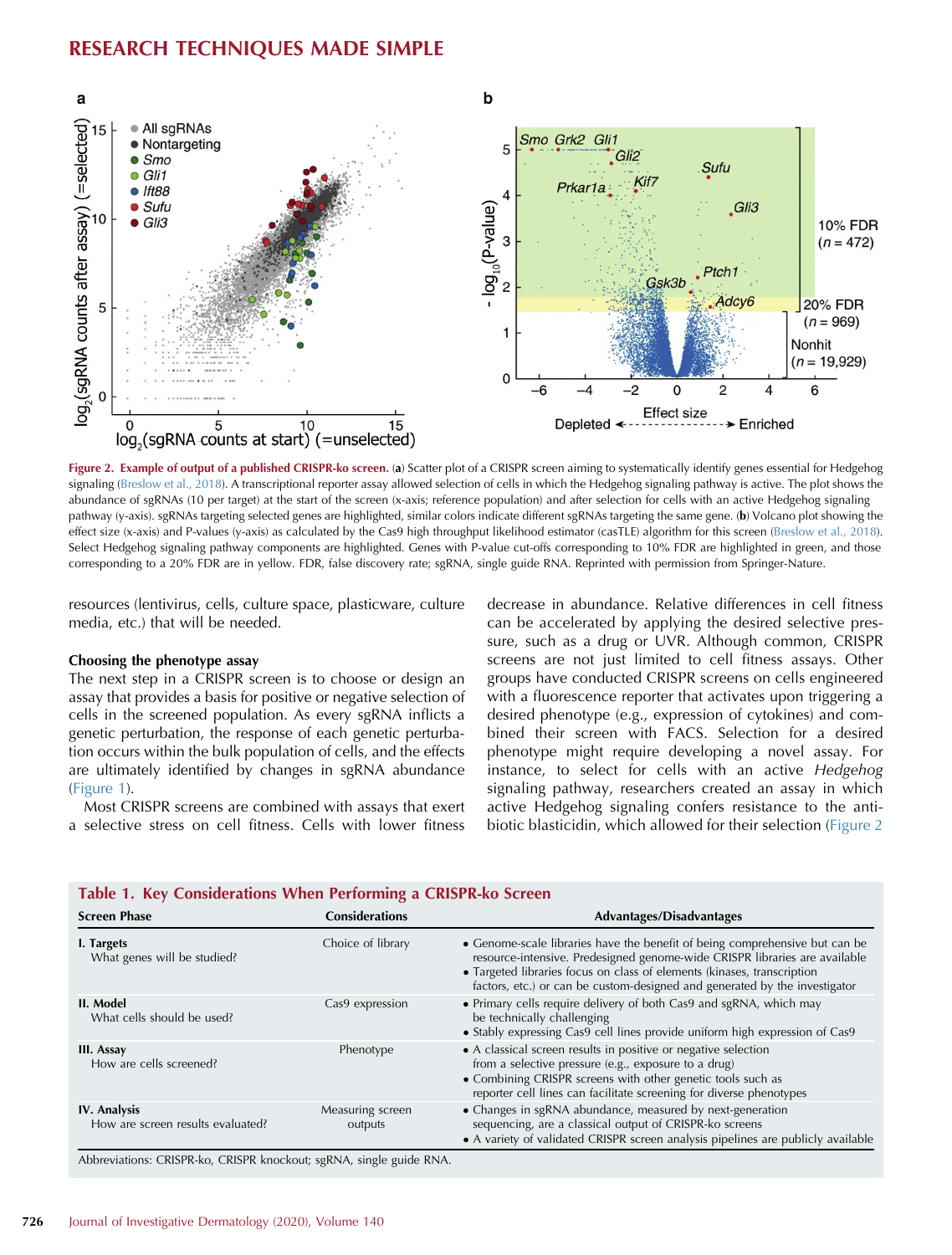**Figure 2. Example of output of a published CRISPR-ko screen.** (**a**) Scatter plot of a CRISPR screen aiming to systematically identify genes essential for Hedgehog signaling (Breslow et al., 2018). A transcriptional reporter assay allowed selection of cells in which the Hedgehog signaling pathway is active. The plot shows the abundance of sgRNAs (10 per target) at the start of the screen (x-axis; reference population) and after selection for cells with an active Hedgehog signaling pathway (y-axis). sgRNAs targeting selected genes are highlighted, similar colors indicate different sgRNAs targeting the same gene. (**b**) Volcano plot showing the effect size (x-axis) and P-values (y-axis) as calculated by the Cas9 high throughput likelihood estimator (casTLE) algorithm for this screen (Breslow et al., 2018). Select Hedgehog signaling pathway components are highlighted. Genes with P-value cut-offs corresponding to 10% FDR are highlighted in green, and those corresponding to a 20% FDR are in yellow. FDR, false discovery rate; sgRNA, single guide RNA. Reprinted with permission from Springer-Nature.

resources (lentivirus, cells, culture space, plasticware, culture media, etc.) that will be needed.

### Choosing the phenotype assay

The next step in a CRISPR screen is to choose or design an assay that provides a basis for positive or negative selection of cells in the screened population. As every sgRNA inflicts a genetic perturbation, the response of each genetic perturbation occurs within the bulk population of cells, and the effects are ultimately identified by changes in sgRNA abundance (Figure 1).

Most CRISPR screens are combined with assays that exert a selective stress on cell fitness. Cells with lower fitness decrease in abundance. Relative differences in cell fitness can be accelerated by applying the desired selective pressure, such as a drug or UVR. Although common, CRISPR screens are not just limited to cell fitness assays. Other groups have conducted CRISPR screens on cells engineered with a fluorescence reporter that activates upon triggering a desired phenotype (e.g., expression of cytokines) and combined their screen with FACS. Selection for a desired phenotype might require developing a novel assay. For instance, to select for cells with an active *Hedgehog* signaling pathway, researchers created an assay in which active Hedgehog signaling confers resistance to the antibiotic blasticidin, which allowed for their selection (Figure 2

**Table 1. Key Considerations When Performing a CRISPR-ko Screen**

| Screen Phase | Considerations | Advantages/Disadvantages |
|---|---|---|
| **I. Targets**<br>What genes will be studied? | Choice of library | • Genome-scale libraries have the benefit of being comprehensive but can be resource-intensive. Predesigned genome-wide CRISPR libraries are available<br>• Targeted libraries focus on class of elements (kinases, transcription factors, etc.) or can be custom-designed and generated by the investigator |
| **II. Model**<br>What cells should be used? | Cas9 expression | • Primary cells require delivery of both Cas9 and sgRNA, which may be technically challenging<br>• Stably expressing Cas9 cell lines provide uniform high expression of Cas9 |
| **III. Assay**<br>How are cells screened? | Phenotype | • A classical screen results in positive or negative selection from a selective pressure (e.g., exposure to a drug)<br>• Combining CRISPR screens with other genetic tools such as reporter cell lines can facilitate screening for diverse phenotypes |
| **IV. Analysis**<br>How are screen results evaluated? | Measuring screen outputs | • Changes in sgRNA abundance, measured by next-generation sequencing, are a classical output of CRISPR-ko screens<br>• A variety of validated CRISPR screen analysis pipelines are publicly available |

Abbreviations: CRISPR-ko, CRISPR knockout; sgRNA, single guide RNA.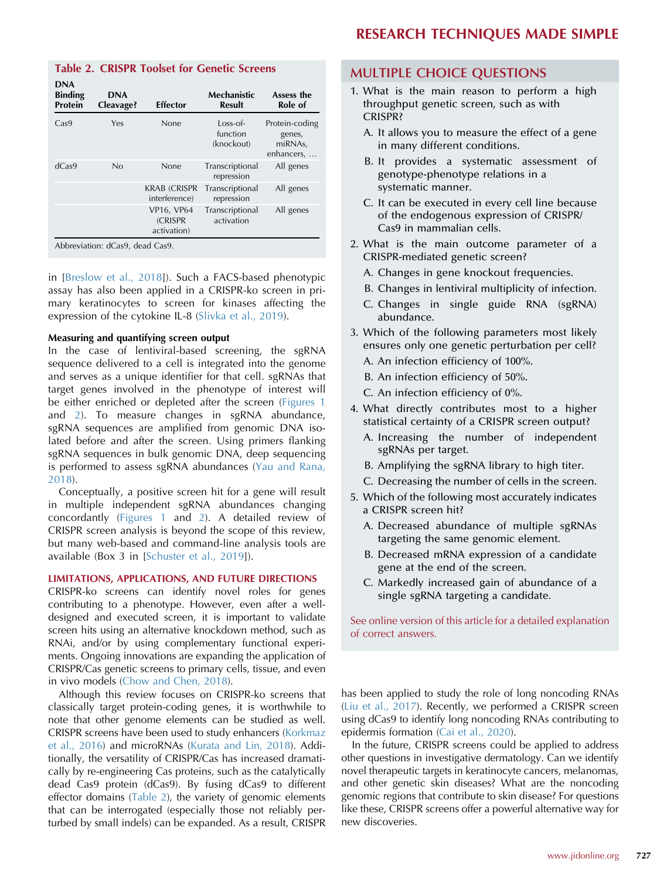**Table 2. CRISPR Toolset for Genetic Screens**

| DNA Binding Protein | DNA Cleavage? | Effector | Mechanistic Result | Assess the Role of |
|---|---|---|---|---|
| Cas9 | Yes | None | Loss-of-function (knockout) | Protein-coding genes, miRNAs, enhancers, … |
| dCas9 | No | None | Transcriptional repression | All genes |
| | | KRAB (CRISPR interference) | Transcriptional repression | All genes |
| | | VP16, VP64 (CRISPR activation) | Transcriptional activation | All genes |

Abbreviation: dCas9, dead Cas9.

in [Breslow et al., 2018]). Such a FACS-based phenotypic assay has also been applied in a CRISPR-ko screen in primary keratinocytes to screen for kinases affecting the expression of the cytokine IL-8 (Slivka et al., 2019).

**Measuring and quantifying screen output**

In the case of lentiviral-based screening, the sgRNA sequence delivered to a cell is integrated into the genome and serves as a unique identifier for that cell. sgRNAs that target genes involved in the phenotype of interest will be either enriched or depleted after the screen (Figures 1 and 2). To measure changes in sgRNA abundance, sgRNA sequences are amplified from genomic DNA isolated before and after the screen. Using primers flanking sgRNA sequences in bulk genomic DNA, deep sequencing is performed to assess sgRNA abundances (Yau and Rana, 2018).

Conceptually, a positive screen hit for a gene will result in multiple independent sgRNA abundances changing concordantly (Figures 1 and 2). A detailed review of CRISPR screen analysis is beyond the scope of this review, but many web-based and command-line analysis tools are available (Box 3 in [Schuster et al., 2019]).

## LIMITATIONS, APPLICATIONS, AND FUTURE DIRECTIONS

CRISPR-ko screens can identify novel roles for genes contributing to a phenotype. However, even after a well-designed and executed screen, it is important to validate screen hits using an alternative knockdown method, such as RNAi, and/or by using complementary functional experiments. Ongoing innovations are expanding the application of CRISPR/Cas genetic screens to primary cells, tissue, and even in vivo models (Chow and Chen, 2018).

Although this review focuses on CRISPR-ko screens that classically target protein-coding genes, it is worthwhile to note that other genome elements can be studied as well. CRISPR screens have been used to study enhancers (Korkmaz et al., 2016) and microRNAs (Kurata and Lin, 2018). Additionally, the versatility of CRISPR/Cas has increased dramatically by re-engineering Cas proteins, such as the catalytically dead Cas9 protein (dCas9). By fusing dCas9 to different effector domains (Table 2), the variety of genomic elements that can be interrogated (especially those not reliably perturbed by small indels) can be expanded. As a result, CRISPR has been applied to study the role of long noncoding RNAs (Liu et al., 2017). Recently, we performed a CRISPR screen using dCas9 to identify long noncoding RNAs contributing to epidermis formation (Cai et al., 2020).

In the future, CRISPR screens could be applied to address other questions in investigative dermatology. Can we identify novel therapeutic targets in keratinocyte cancers, melanomas, and other genetic skin diseases? What are the noncoding genomic regions that contribute to skin disease? For questions like these, CRISPR screens offer a powerful alternative way for new discoveries.

## MULTIPLE CHOICE QUESTIONS

1. What is the main reason to perform a high throughput genetic screen, such as with CRISPR?
   - A. It allows you to measure the effect of a gene in many different conditions.
   - B. It provides a systematic assessment of genotype-phenotype relations in a systematic manner.
   - C. It can be executed in every cell line because of the endogenous expression of CRISPR/Cas9 in mammalian cells.
2. What is the main outcome parameter of a CRISPR-mediated genetic screen?
   - A. Changes in gene knockout frequencies.
   - B. Changes in lentiviral multiplicity of infection.
   - C. Changes in single guide RNA (sgRNA) abundance.
3. Which of the following parameters most likely ensures only one genetic perturbation per cell?
   - A. An infection efficiency of 100%.
   - B. An infection efficiency of 50%.
   - C. An infection efficiency of 0%.
4. What directly contributes most to a higher statistical certainty of a CRISPR screen output?
   - A. Increasing the number of independent sgRNAs per target.
   - B. Amplifying the sgRNA library to high titer.
   - C. Decreasing the number of cells in the screen.
5. Which of the following most accurately indicates a CRISPR screen hit?
   - A. Decreased abundance of multiple sgRNAs targeting the same genomic element.
   - B. Decreased mRNA expression of a candidate gene at the end of the screen.
   - C. Markedly increased gain of abundance of a single sgRNA targeting a candidate.

See online version of this article for a detailed explanation of correct answers.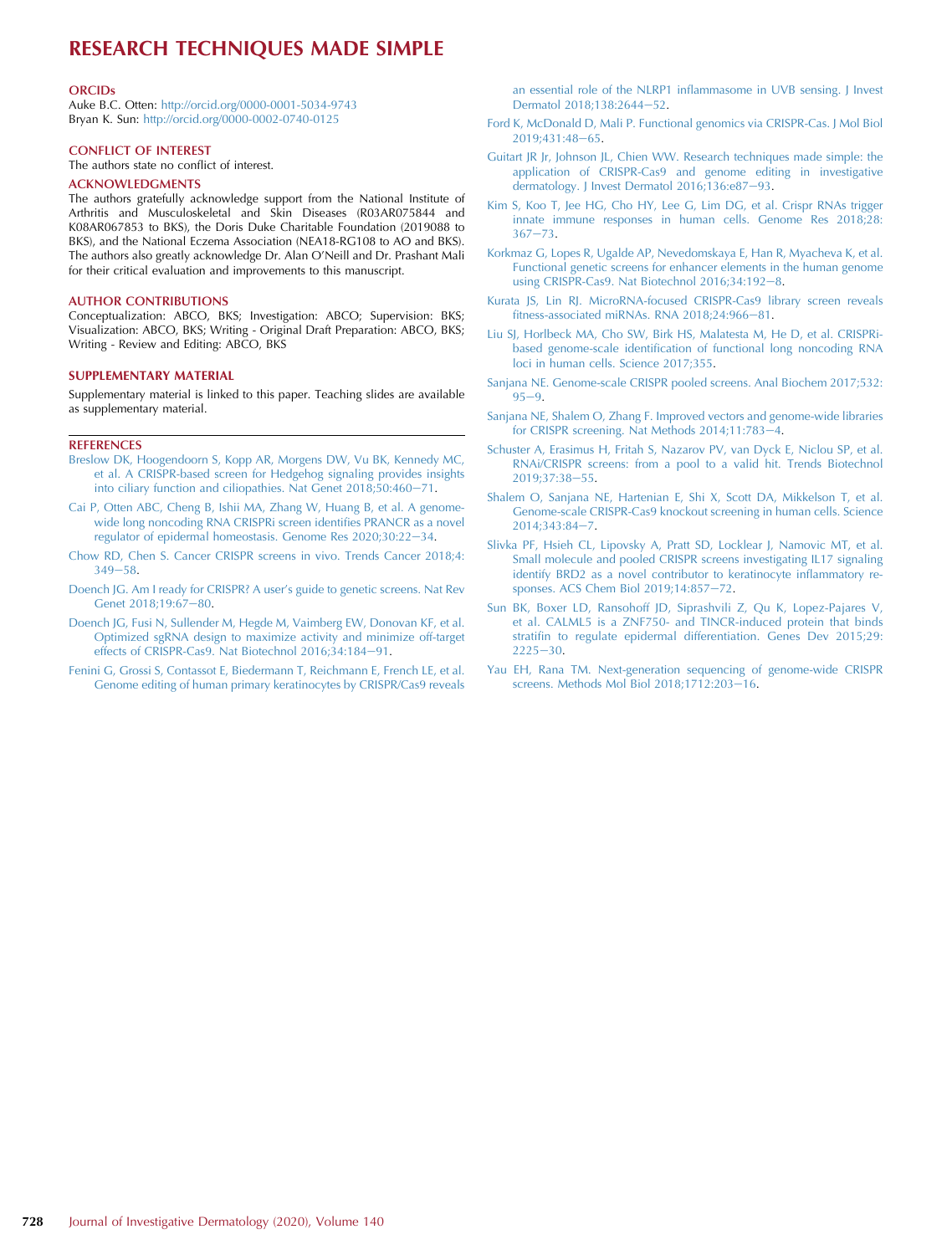### ORCIDs

Auke B.C. Otten: http://orcid.org/0000-0001-5034-9743
Bryan K. Sun: http://orcid.org/0000-0002-0740-0125

### CONFLICT OF INTEREST

The authors state no conflict of interest.

### ACKNOWLEDGMENTS

The authors gratefully acknowledge support from the National Institute of Arthritis and Musculoskeletal and Skin Diseases (R03AR075844 and K08AR067853 to BKS), the Doris Duke Charitable Foundation (2019088 to BKS), and the National Eczema Association (NEA18-RG108 to AO and BKS). The authors also greatly acknowledge Dr. Alan O'Neill and Dr. Prashant Mali for their critical evaluation and improvements to this manuscript.

### AUTHOR CONTRIBUTIONS

Conceptualization: ABCO, BKS; Investigation: ABCO; Supervision: BKS; Visualization: ABCO, BKS; Writing - Original Draft Preparation: ABCO, BKS; Writing - Review and Editing: ABCO, BKS

### SUPPLEMENTARY MATERIAL

Supplementary material is linked to this paper. Teaching slides are available as supplementary material.

### REFERENCES

Breslow DK, Hoogendoorn S, Kopp AR, Morgens DW, Vu BK, Kennedy MC, et al. A CRISPR-based screen for Hedgehog signaling provides insights into ciliary function and ciliopathies. Nat Genet 2018;50:460–71.

Cai P, Otten ABC, Cheng B, Ishii MA, Zhang W, Huang B, et al. A genome-wide long noncoding RNA CRISPRi screen identifies PRANCR as a novel regulator of epidermal homeostasis. Genome Res 2020;30:22–34.

Chow RD, Chen S. Cancer CRISPR screens in vivo. Trends Cancer 2018;4: 349–58.

Doench JG. Am I ready for CRISPR? A user's guide to genetic screens. Nat Rev Genet 2018;19:67–80.

Doench JG, Fusi N, Sullender M, Hegde M, Vaimberg EW, Donovan KF, et al. Optimized sgRNA design to maximize activity and minimize off-target effects of CRISPR-Cas9. Nat Biotechnol 2016;34:184–91.

Fenini G, Grossi S, Contassot E, Biedermann T, Reichmann E, French LE, et al. Genome editing of human primary keratinocytes by CRISPR/Cas9 reveals an essential role of the NLRP1 inflammasome in UVB sensing. J Invest Dermatol 2018;138:2644–52.

Ford K, McDonald D, Mali P. Functional genomics via CRISPR-Cas. J Mol Biol 2019;431:48–65.

Guitart JR Jr, Johnson JL, Chien WW. Research techniques made simple: the application of CRISPR-Cas9 and genome editing in investigative dermatology. J Invest Dermatol 2016;136:e87–93.

Kim S, Koo T, Jee HG, Cho HY, Lee G, Lim DG, et al. Crispr RNAs trigger innate immune responses in human cells. Genome Res 2018;28: 367–73.

Korkmaz G, Lopes R, Ugalde AP, Nevedomskaya E, Han R, Myacheva K, et al. Functional genetic screens for enhancer elements in the human genome using CRISPR-Cas9. Nat Biotechnol 2016;34:192–8.

Kurata JS, Lin RJ. MicroRNA-focused CRISPR-Cas9 library screen reveals fitness-associated miRNAs. RNA 2018;24:966–81.

Liu SJ, Horlbeck MA, Cho SW, Birk HS, Malatesta M, He D, et al. CRISPRi-based genome-scale identification of functional long noncoding RNA loci in human cells. Science 2017;355.

Sanjana NE. Genome-scale CRISPR pooled screens. Anal Biochem 2017;532: 95–9.

Sanjana NE, Shalem O, Zhang F. Improved vectors and genome-wide libraries for CRISPR screening. Nat Methods 2014;11:783–4.

Schuster A, Erasimus H, Fritah S, Nazarov PV, van Dyck E, Niclou SP, et al. RNAi/CRISPR screens: from a pool to a valid hit. Trends Biotechnol 2019;37:38–55.

Shalem O, Sanjana NE, Hartenian E, Shi X, Scott DA, Mikkelson T, et al. Genome-scale CRISPR-Cas9 knockout screening in human cells. Science 2014;343:84–7.

Slivka PF, Hsieh CL, Lipovsky A, Pratt SD, Locklear J, Namovic MT, et al. Small molecule and pooled CRISPR screens investigating IL17 signaling identify BRD2 as a novel contributor to keratinocyte inflammatory responses. ACS Chem Biol 2019;14:857–72.

Sun BK, Boxer LD, Ransohoff JD, Siprashvili Z, Qu K, Lopez-Pajares V, et al. CALML5 is a ZNF750- and TINCR-induced protein that binds stratifin to regulate epidermal differentiation. Genes Dev 2015;29: 2225–30.

Yau EH, Rana TM. Next-generation sequencing of genome-wide CRISPR screens. Methods Mol Biol 2018;1712:203–16.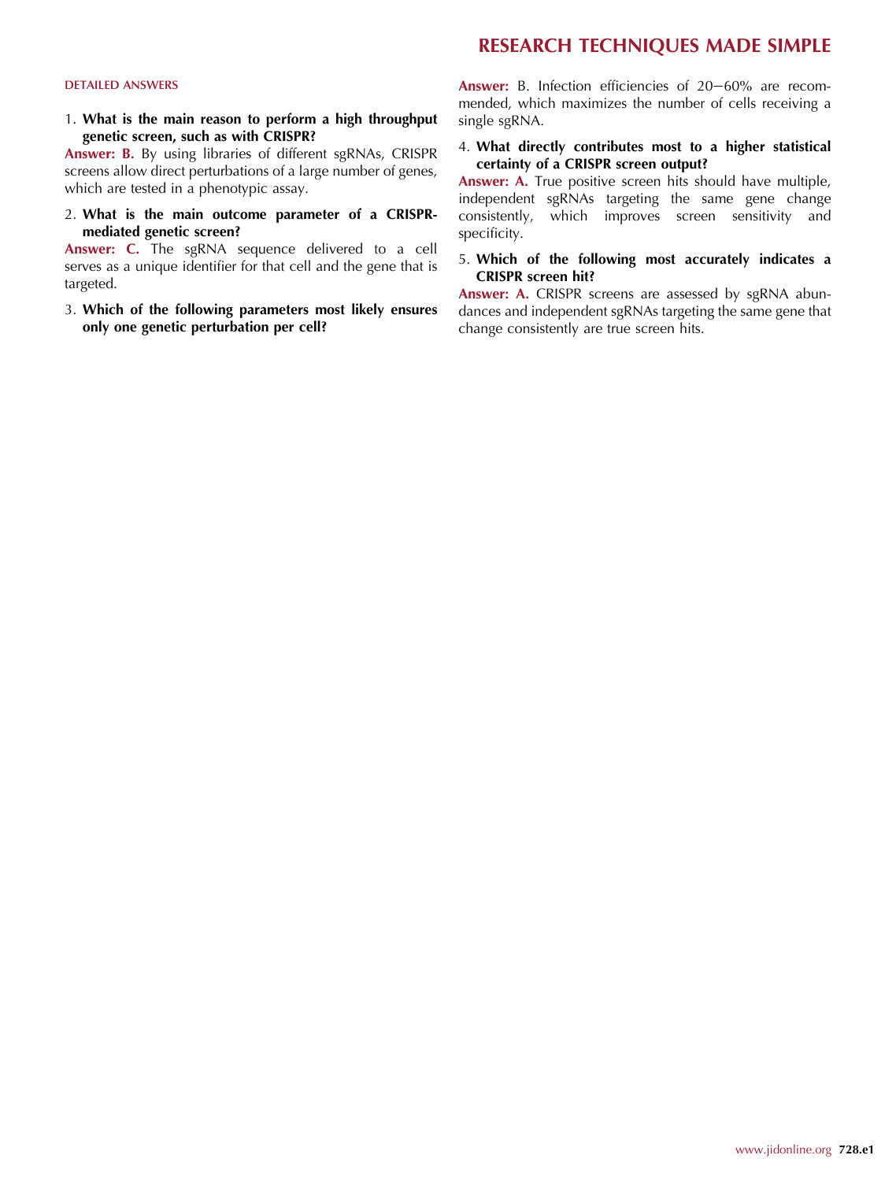## DETAILED ANSWERS

1. **What is the main reason to perform a high throughput genetic screen, such as with CRISPR?**

**Answer: B.** By using libraries of different sgRNAs, CRISPR screens allow direct perturbations of a large number of genes, which are tested in a phenotypic assay.

2. **What is the main outcome parameter of a CRISPR-mediated genetic screen?**

**Answer: C.** The sgRNA sequence delivered to a cell serves as a unique identifier for that cell and the gene that is targeted.

3. **Which of the following parameters most likely ensures only one genetic perturbation per cell?**

**Answer:** B. Infection efficiencies of 20–60% are recommended, which maximizes the number of cells receiving a single sgRNA.

4. **What directly contributes most to a higher statistical certainty of a CRISPR screen output?**

**Answer: A.** True positive screen hits should have multiple, independent sgRNAs targeting the same gene change consistently, which improves screen sensitivity and specificity.

5. **Which of the following most accurately indicates a CRISPR screen hit?**

**Answer: A.** CRISPR screens are assessed by sgRNA abundances and independent sgRNAs targeting the same gene that change consistently are true screen hits.